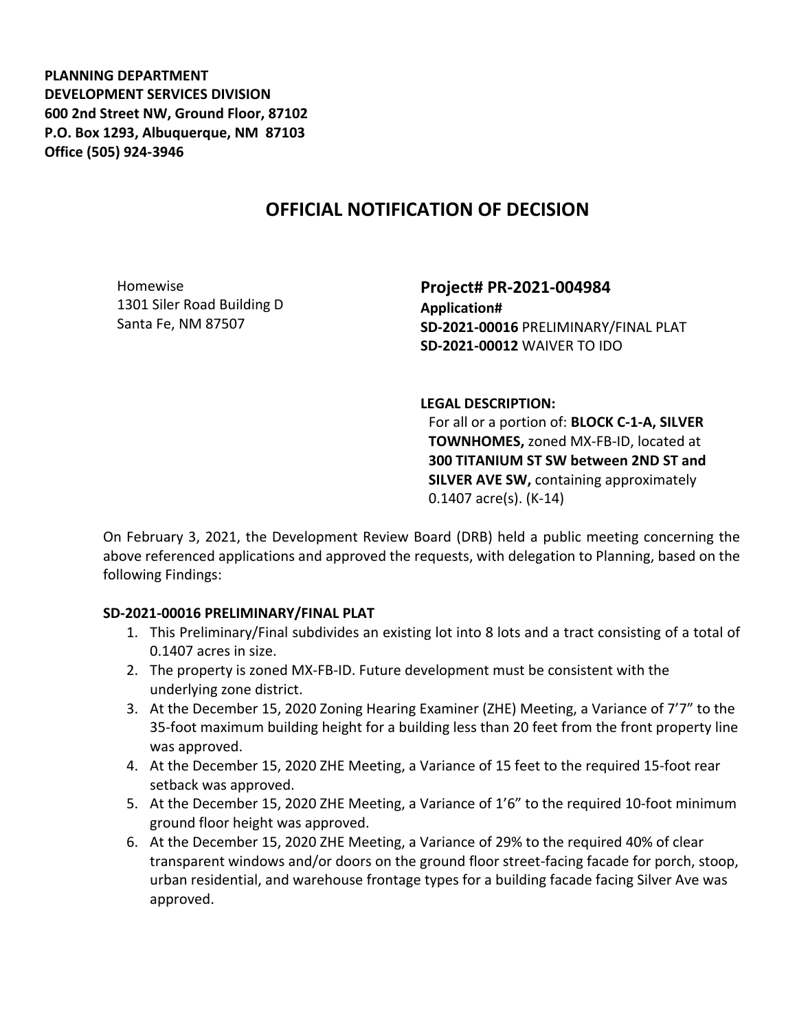**PLANNING DEPARTMENT**
**DEVELOPMENT SERVICES DIVISION**
**600 2nd Street NW, Ground Floor, 87102**
**P.O. Box 1293, Albuquerque, NM 87103**
**Office (505) 924-3946**

# OFFICIAL NOTIFICATION OF DECISION

Homewise
1301 Siler Road Building D
Santa Fe, NM 87507

## Project# PR-2021-004984

**Application#**
**SD-2021-00016** PRELIMINARY/FINAL PLAT
**SD-2021-00012** WAIVER TO IDO

**LEGAL DESCRIPTION:**
For all or a portion of: **BLOCK C-1-A, SILVER TOWNHOMES,** zoned MX-FB-ID, located at **300 TITANIUM ST SW between 2ND ST and SILVER AVE SW,** containing approximately 0.1407 acre(s). (K-14)

On February 3, 2021, the Development Review Board (DRB) held a public meeting concerning the above referenced applications and approved the requests, with delegation to Planning, based on the following Findings:

**SD-2021-00016 PRELIMINARY/FINAL PLAT**

1. This Preliminary/Final subdivides an existing lot into 8 lots and a tract consisting of a total of 0.1407 acres in size.
2. The property is zoned MX-FB-ID. Future development must be consistent with the underlying zone district.
3. At the December 15, 2020 Zoning Hearing Examiner (ZHE) Meeting, a Variance of 7'7" to the 35-foot maximum building height for a building less than 20 feet from the front property line was approved.
4. At the December 15, 2020 ZHE Meeting, a Variance of 15 feet to the required 15-foot rear setback was approved.
5. At the December 15, 2020 ZHE Meeting, a Variance of 1'6" to the required 10-foot minimum ground floor height was approved.
6. At the December 15, 2020 ZHE Meeting, a Variance of 29% to the required 40% of clear transparent windows and/or doors on the ground floor street-facing facade for porch, stoop, urban residential, and warehouse frontage types for a building facade facing Silver Ave was approved.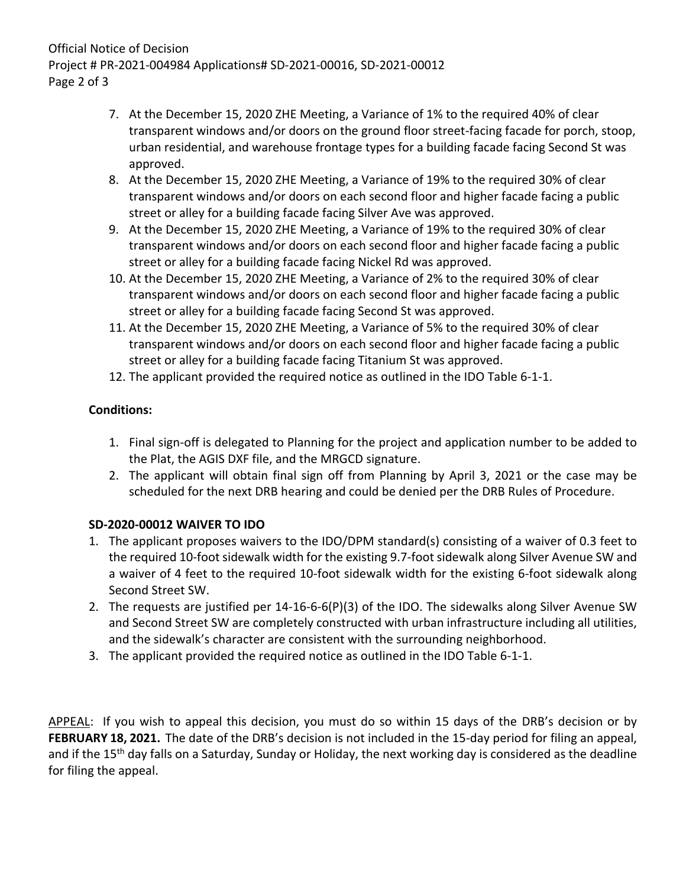7. At the December 15, 2020 ZHE Meeting, a Variance of 1% to the required 40% of clear transparent windows and/or doors on the ground floor street-facing facade for porch, stoop, urban residential, and warehouse frontage types for a building facade facing Second St was approved.
8. At the December 15, 2020 ZHE Meeting, a Variance of 19% to the required 30% of clear transparent windows and/or doors on each second floor and higher facade facing a public street or alley for a building facade facing Silver Ave was approved.
9. At the December 15, 2020 ZHE Meeting, a Variance of 19% to the required 30% of clear transparent windows and/or doors on each second floor and higher facade facing a public street or alley for a building facade facing Nickel Rd was approved.
10. At the December 15, 2020 ZHE Meeting, a Variance of 2% to the required 30% of clear transparent windows and/or doors on each second floor and higher facade facing a public street or alley for a building facade facing Second St was approved.
11. At the December 15, 2020 ZHE Meeting, a Variance of 5% to the required 30% of clear transparent windows and/or doors on each second floor and higher facade facing a public street or alley for a building facade facing Titanium St was approved.
12. The applicant provided the required notice as outlined in the IDO Table 6-1-1.

**Conditions:**

1. Final sign-off is delegated to Planning for the project and application number to be added to the Plat, the AGIS DXF file, and the MRGCD signature.
2. The applicant will obtain final sign off from Planning by April 3, 2021 or the case may be scheduled for the next DRB hearing and could be denied per the DRB Rules of Procedure.

**SD-2020-00012 WAIVER TO IDO**

1. The applicant proposes waivers to the IDO/DPM standard(s) consisting of a waiver of 0.3 feet to the required 10-foot sidewalk width for the existing 9.7-foot sidewalk along Silver Avenue SW and a waiver of 4 feet to the required 10-foot sidewalk width for the existing 6-foot sidewalk along Second Street SW.
2. The requests are justified per 14-16-6-6(P)(3) of the IDO. The sidewalks along Silver Avenue SW and Second Street SW are completely constructed with urban infrastructure including all utilities, and the sidewalk's character are consistent with the surrounding neighborhood.
3. The applicant provided the required notice as outlined in the IDO Table 6-1-1.

APPEAL: If you wish to appeal this decision, you must do so within 15 days of the DRB's decision or by **FEBRUARY 18, 2021.** The date of the DRB's decision is not included in the 15-day period for filing an appeal, and if the 15th day falls on a Saturday, Sunday or Holiday, the next working day is considered as the deadline for filing the appeal.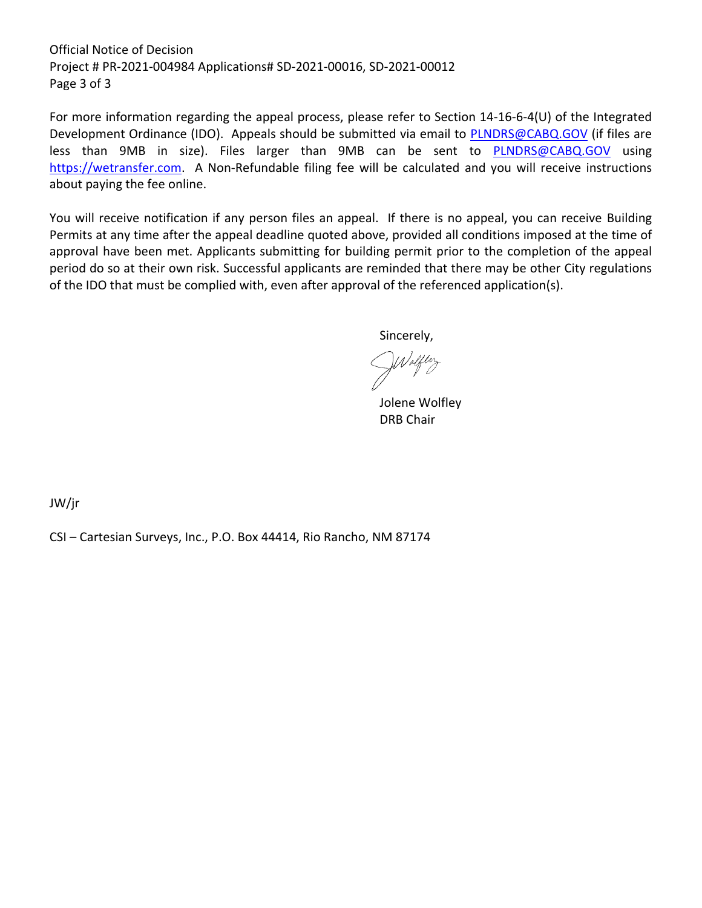For more information regarding the appeal process, please refer to Section 14-16-6-4(U) of the Integrated Development Ordinance (IDO). Appeals should be submitted via email to PLNDRS@CABQ.GOV (if files are less than 9MB in size). Files larger than 9MB can be sent to PLNDRS@CABQ.GOV using https://wetransfer.com. A Non-Refundable filing fee will be calculated and you will receive instructions about paying the fee online.

You will receive notification if any person files an appeal. If there is no appeal, you can receive Building Permits at any time after the appeal deadline quoted above, provided all conditions imposed at the time of approval have been met. Applicants submitting for building permit prior to the completion of the appeal period do so at their own risk. Successful applicants are reminded that there may be other City regulations of the IDO that must be complied with, even after approval of the referenced application(s).

Sincerely,

Jolene Wolfley
DRB Chair

JW/jr

CSI – Cartesian Surveys, Inc., P.O. Box 44414, Rio Rancho, NM 87174